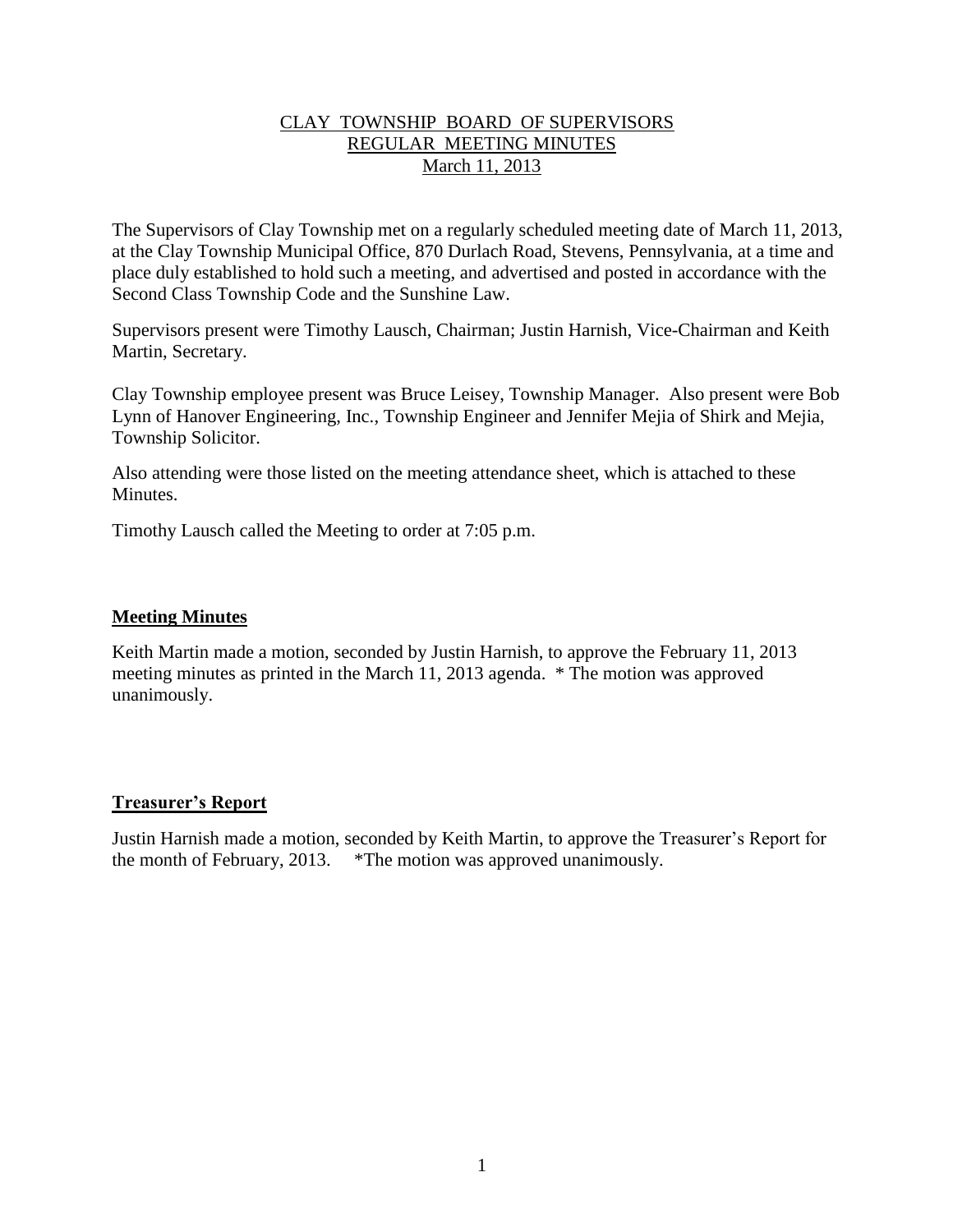# CLAY TOWNSHIP BOARD OF SUPERVISORS
## REGULAR MEETING MINUTES
### March 11, 2013

The Supervisors of Clay Township met on a regularly scheduled meeting date of March 11, 2013, at the Clay Township Municipal Office, 870 Durlach Road, Stevens, Pennsylvania, at a time and place duly established to hold such a meeting, and advertised and posted in accordance with the Second Class Township Code and the Sunshine Law.

Supervisors present were Timothy Lausch, Chairman; Justin Harnish, Vice-Chairman and Keith Martin, Secretary.

Clay Township employee present was Bruce Leisey, Township Manager. Also present were Bob Lynn of Hanover Engineering, Inc., Township Engineer and Jennifer Mejia of Shirk and Mejia, Township Solicitor.

Also attending were those listed on the meeting attendance sheet, which is attached to these Minutes.

Timothy Lausch called the Meeting to order at 7:05 p.m.

**Meeting Minutes**

Keith Martin made a motion, seconded by Justin Harnish, to approve the February 11, 2013 meeting minutes as printed in the March 11, 2013 agenda. * The motion was approved unanimously.

**Treasurer's Report**

Justin Harnish made a motion, seconded by Keith Martin, to approve the Treasurer's Report for the month of February, 2013. *The motion was approved unanimously.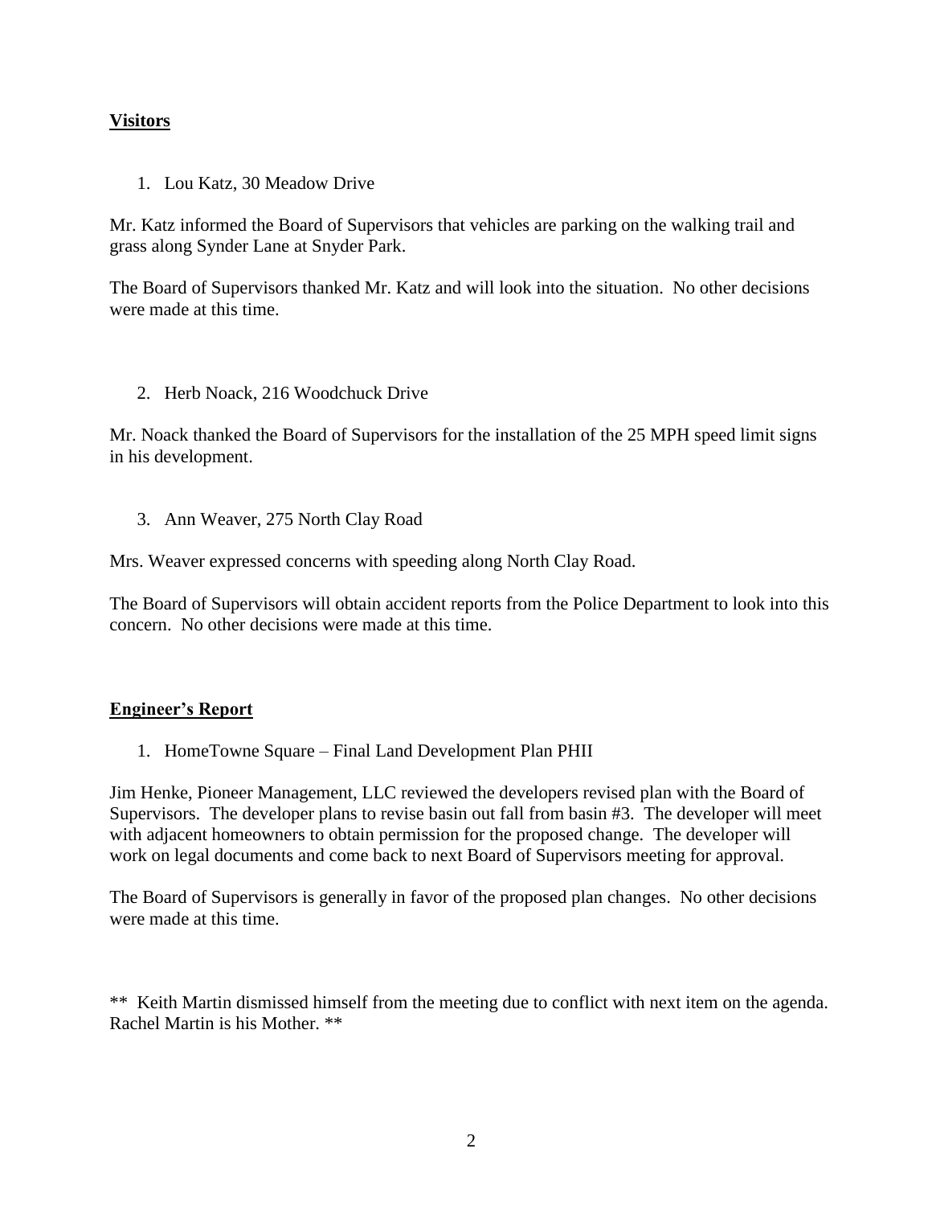## Visitors

1. Lou Katz, 30 Meadow Drive

Mr. Katz informed the Board of Supervisors that vehicles are parking on the walking trail and grass along Synder Lane at Snyder Park.

The Board of Supervisors thanked Mr. Katz and will look into the situation. No other decisions were made at this time.

2. Herb Noack, 216 Woodchuck Drive

Mr. Noack thanked the Board of Supervisors for the installation of the 25 MPH speed limit signs in his development.

3. Ann Weaver, 275 North Clay Road

Mrs. Weaver expressed concerns with speeding along North Clay Road.

The Board of Supervisors will obtain accident reports from the Police Department to look into this concern. No other decisions were made at this time.

## Engineer's Report

1. HomeTowne Square – Final Land Development Plan PHII

Jim Henke, Pioneer Management, LLC reviewed the developers revised plan with the Board of Supervisors. The developer plans to revise basin out fall from basin #3. The developer will meet with adjacent homeowners to obtain permission for the proposed change. The developer will work on legal documents and come back to next Board of Supervisors meeting for approval.

The Board of Supervisors is generally in favor of the proposed plan changes. No other decisions were made at this time.

** Keith Martin dismissed himself from the meeting due to conflict with next item on the agenda. Rachel Martin is his Mother. **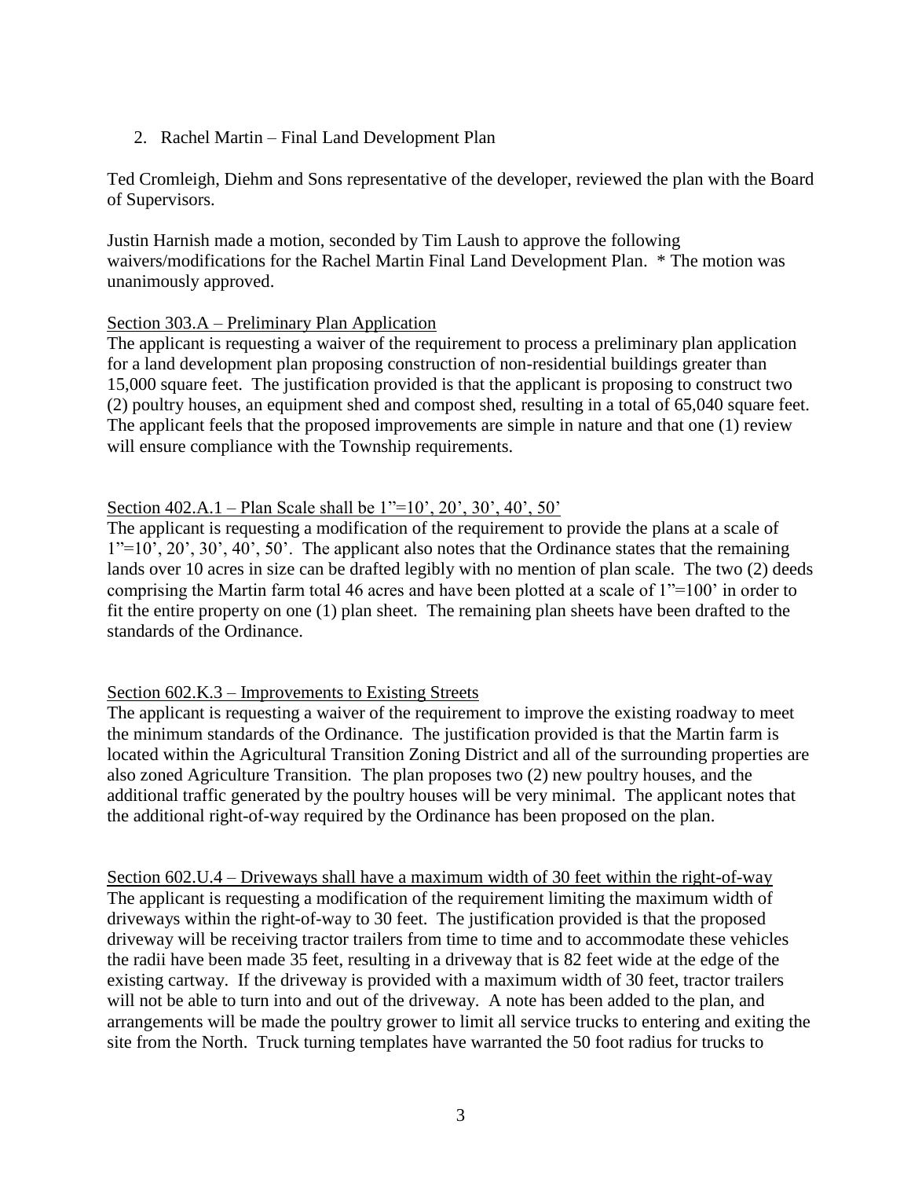2. Rachel Martin – Final Land Development Plan

Ted Cromleigh, Diehm and Sons representative of the developer, reviewed the plan with the Board of Supervisors.

Justin Harnish made a motion, seconded by Tim Laush to approve the following waivers/modifications for the Rachel Martin Final Land Development Plan. * The motion was unanimously approved.

<u>Section 303.A – Preliminary Plan Application</u>

The applicant is requesting a waiver of the requirement to process a preliminary plan application for a land development plan proposing construction of non-residential buildings greater than 15,000 square feet. The justification provided is that the applicant is proposing to construct two (2) poultry houses, an equipment shed and compost shed, resulting in a total of 65,040 square feet. The applicant feels that the proposed improvements are simple in nature and that one (1) review will ensure compliance with the Township requirements.

<u>Section 402.A.1 – Plan Scale shall be 1"=10', 20', 30', 40', 50'</u>

The applicant is requesting a modification of the requirement to provide the plans at a scale of 1"=10', 20', 30', 40', 50'. The applicant also notes that the Ordinance states that the remaining lands over 10 acres in size can be drafted legibly with no mention of plan scale. The two (2) deeds comprising the Martin farm total 46 acres and have been plotted at a scale of 1"=100' in order to fit the entire property on one (1) plan sheet. The remaining plan sheets have been drafted to the standards of the Ordinance.

<u>Section 602.K.3 – Improvements to Existing Streets</u>

The applicant is requesting a waiver of the requirement to improve the existing roadway to meet the minimum standards of the Ordinance. The justification provided is that the Martin farm is located within the Agricultural Transition Zoning District and all of the surrounding properties are also zoned Agriculture Transition. The plan proposes two (2) new poultry houses, and the additional traffic generated by the poultry houses will be very minimal. The applicant notes that the additional right-of-way required by the Ordinance has been proposed on the plan.

<u>Section 602.U.4 – Driveways shall have a maximum width of 30 feet within the right-of-way</u>

The applicant is requesting a modification of the requirement limiting the maximum width of driveways within the right-of-way to 30 feet. The justification provided is that the proposed driveway will be receiving tractor trailers from time to time and to accommodate these vehicles the radii have been made 35 feet, resulting in a driveway that is 82 feet wide at the edge of the existing cartway. If the driveway is provided with a maximum width of 30 feet, tractor trailers will not be able to turn into and out of the driveway. A note has been added to the plan, and arrangements will be made the poultry grower to limit all service trucks to entering and exiting the site from the North. Truck turning templates have warranted the 50 foot radius for trucks to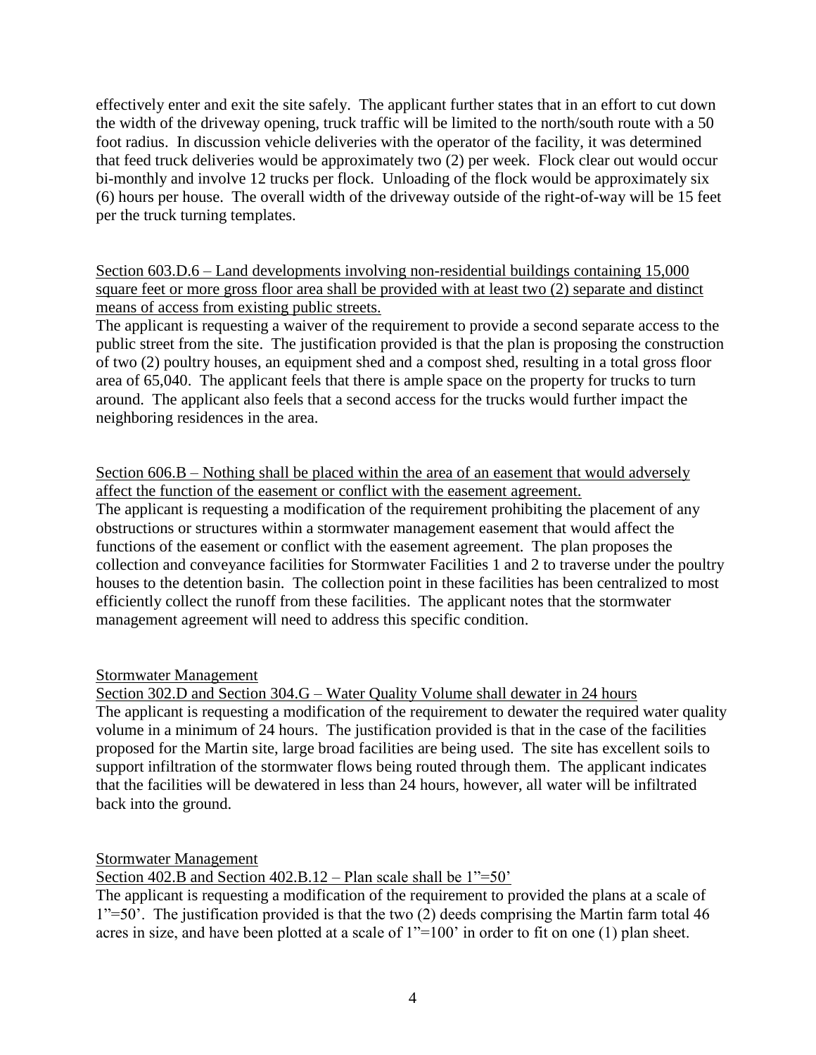effectively enter and exit the site safely. The applicant further states that in an effort to cut down the width of the driveway opening, truck traffic will be limited to the north/south route with a 50 foot radius. In discussion vehicle deliveries with the operator of the facility, it was determined that feed truck deliveries would be approximately two (2) per week. Flock clear out would occur bi-monthly and involve 12 trucks per flock. Unloading of the flock would be approximately six (6) hours per house. The overall width of the driveway outside of the right-of-way will be 15 feet per the truck turning templates.

<u>Section 603.D.6 – Land developments involving non-residential buildings containing 15,000 square feet or more gross floor area shall be provided with at least two (2) separate and distinct means of access from existing public streets.</u>

The applicant is requesting a waiver of the requirement to provide a second separate access to the public street from the site. The justification provided is that the plan is proposing the construction of two (2) poultry houses, an equipment shed and a compost shed, resulting in a total gross floor area of 65,040. The applicant feels that there is ample space on the property for trucks to turn around. The applicant also feels that a second access for the trucks would further impact the neighboring residences in the area.

<u>Section 606.B – Nothing shall be placed within the area of an easement that would adversely affect the function of the easement or conflict with the easement agreement.</u>

The applicant is requesting a modification of the requirement prohibiting the placement of any obstructions or structures within a stormwater management easement that would affect the functions of the easement or conflict with the easement agreement. The plan proposes the collection and conveyance facilities for Stormwater Facilities 1 and 2 to traverse under the poultry houses to the detention basin. The collection point in these facilities has been centralized to most efficiently collect the runoff from these facilities. The applicant notes that the stormwater management agreement will need to address this specific condition.

<u>Stormwater Management</u>

<u>Section 302.D and Section 304.G – Water Quality Volume shall dewater in 24 hours</u>

The applicant is requesting a modification of the requirement to dewater the required water quality volume in a minimum of 24 hours. The justification provided is that in the case of the facilities proposed for the Martin site, large broad facilities are being used. The site has excellent soils to support infiltration of the stormwater flows being routed through them. The applicant indicates that the facilities will be dewatered in less than 24 hours, however, all water will be infiltrated back into the ground.

<u>Stormwater Management</u>

<u>Section 402.B and Section 402.B.12 – Plan scale shall be 1"=50'</u>

The applicant is requesting a modification of the requirement to provided the plans at a scale of 1"=50'. The justification provided is that the two (2) deeds comprising the Martin farm total 46 acres in size, and have been plotted at a scale of 1"=100' in order to fit on one (1) plan sheet.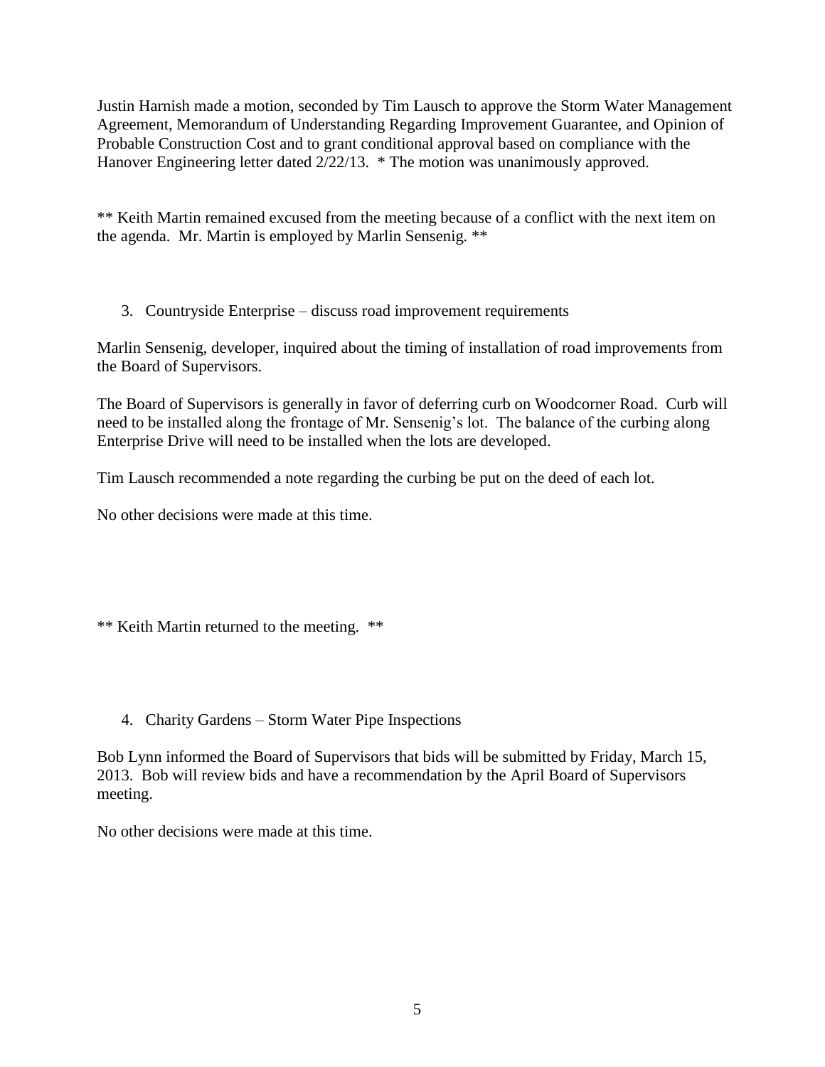Justin Harnish made a motion, seconded by Tim Lausch to approve the Storm Water Management Agreement, Memorandum of Understanding Regarding Improvement Guarantee, and Opinion of Probable Construction Cost and to grant conditional approval based on compliance with the Hanover Engineering letter dated 2/22/13. * The motion was unanimously approved.

** Keith Martin remained excused from the meeting because of a conflict with the next item on the agenda. Mr. Martin is employed by Marlin Sensenig. **

3. Countryside Enterprise – discuss road improvement requirements

Marlin Sensenig, developer, inquired about the timing of installation of road improvements from the Board of Supervisors.

The Board of Supervisors is generally in favor of deferring curb on Woodcorner Road. Curb will need to be installed along the frontage of Mr. Sensenig's lot. The balance of the curbing along Enterprise Drive will need to be installed when the lots are developed.

Tim Lausch recommended a note regarding the curbing be put on the deed of each lot.

No other decisions were made at this time.

** Keith Martin returned to the meeting. **

4. Charity Gardens – Storm Water Pipe Inspections

Bob Lynn informed the Board of Supervisors that bids will be submitted by Friday, March 15, 2013. Bob will review bids and have a recommendation by the April Board of Supervisors meeting.

No other decisions were made at this time.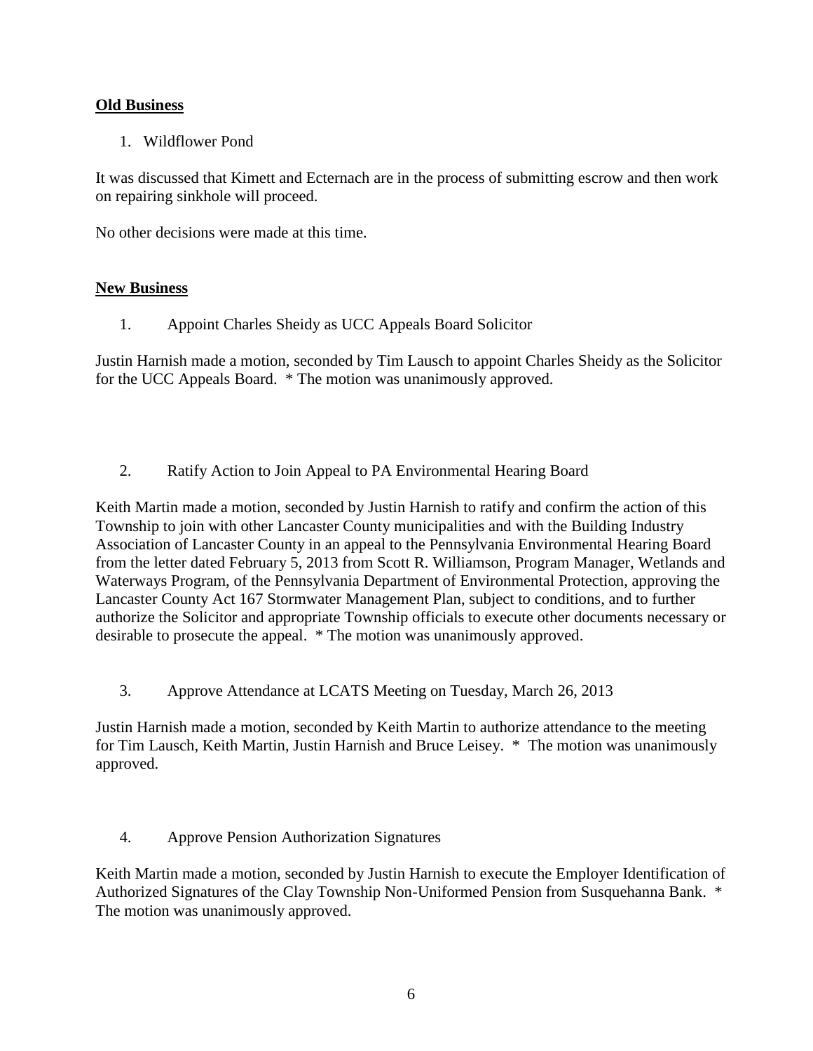**Old Business**

1. Wildflower Pond

It was discussed that Kimett and Ecternach are in the process of submitting escrow and then work on repairing sinkhole will proceed.

No other decisions were made at this time.

**New Business**

1. Appoint Charles Sheidy as UCC Appeals Board Solicitor

Justin Harnish made a motion, seconded by Tim Lausch to appoint Charles Sheidy as the Solicitor for the UCC Appeals Board. * The motion was unanimously approved.

2. Ratify Action to Join Appeal to PA Environmental Hearing Board

Keith Martin made a motion, seconded by Justin Harnish to ratify and confirm the action of this Township to join with other Lancaster County municipalities and with the Building Industry Association of Lancaster County in an appeal to the Pennsylvania Environmental Hearing Board from the letter dated February 5, 2013 from Scott R. Williamson, Program Manager, Wetlands and Waterways Program, of the Pennsylvania Department of Environmental Protection, approving the Lancaster County Act 167 Stormwater Management Plan, subject to conditions, and to further authorize the Solicitor and appropriate Township officials to execute other documents necessary or desirable to prosecute the appeal. * The motion was unanimously approved.

3. Approve Attendance at LCATS Meeting on Tuesday, March 26, 2013

Justin Harnish made a motion, seconded by Keith Martin to authorize attendance to the meeting for Tim Lausch, Keith Martin, Justin Harnish and Bruce Leisey. * The motion was unanimously approved.

4. Approve Pension Authorization Signatures

Keith Martin made a motion, seconded by Justin Harnish to execute the Employer Identification of Authorized Signatures of the Clay Township Non-Uniformed Pension from Susquehanna Bank. * The motion was unanimously approved.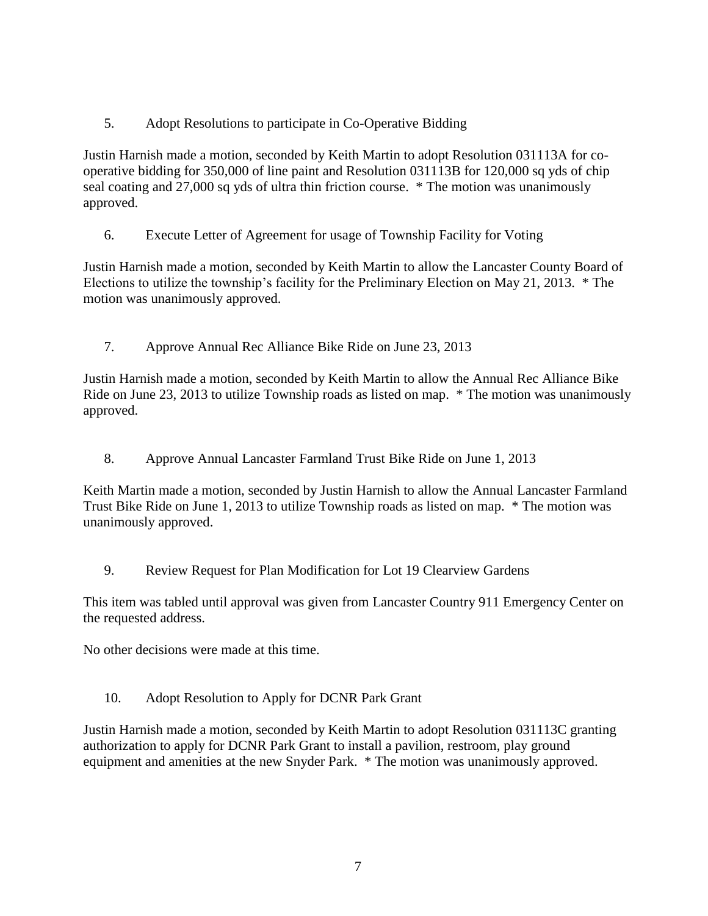5. Adopt Resolutions to participate in Co-Operative Bidding

Justin Harnish made a motion, seconded by Keith Martin to adopt Resolution 031113A for co-operative bidding for 350,000 of line paint and Resolution 031113B for 120,000 sq yds of chip seal coating and 27,000 sq yds of ultra thin friction course. * The motion was unanimously approved.

6. Execute Letter of Agreement for usage of Township Facility for Voting

Justin Harnish made a motion, seconded by Keith Martin to allow the Lancaster County Board of Elections to utilize the township's facility for the Preliminary Election on May 21, 2013. * The motion was unanimously approved.

7. Approve Annual Rec Alliance Bike Ride on June 23, 2013

Justin Harnish made a motion, seconded by Keith Martin to allow the Annual Rec Alliance Bike Ride on June 23, 2013 to utilize Township roads as listed on map. * The motion was unanimously approved.

8. Approve Annual Lancaster Farmland Trust Bike Ride on June 1, 2013

Keith Martin made a motion, seconded by Justin Harnish to allow the Annual Lancaster Farmland Trust Bike Ride on June 1, 2013 to utilize Township roads as listed on map. * The motion was unanimously approved.

9. Review Request for Plan Modification for Lot 19 Clearview Gardens

This item was tabled until approval was given from Lancaster Country 911 Emergency Center on the requested address.

No other decisions were made at this time.

10. Adopt Resolution to Apply for DCNR Park Grant

Justin Harnish made a motion, seconded by Keith Martin to adopt Resolution 031113C granting authorization to apply for DCNR Park Grant to install a pavilion, restroom, play ground equipment and amenities at the new Snyder Park. * The motion was unanimously approved.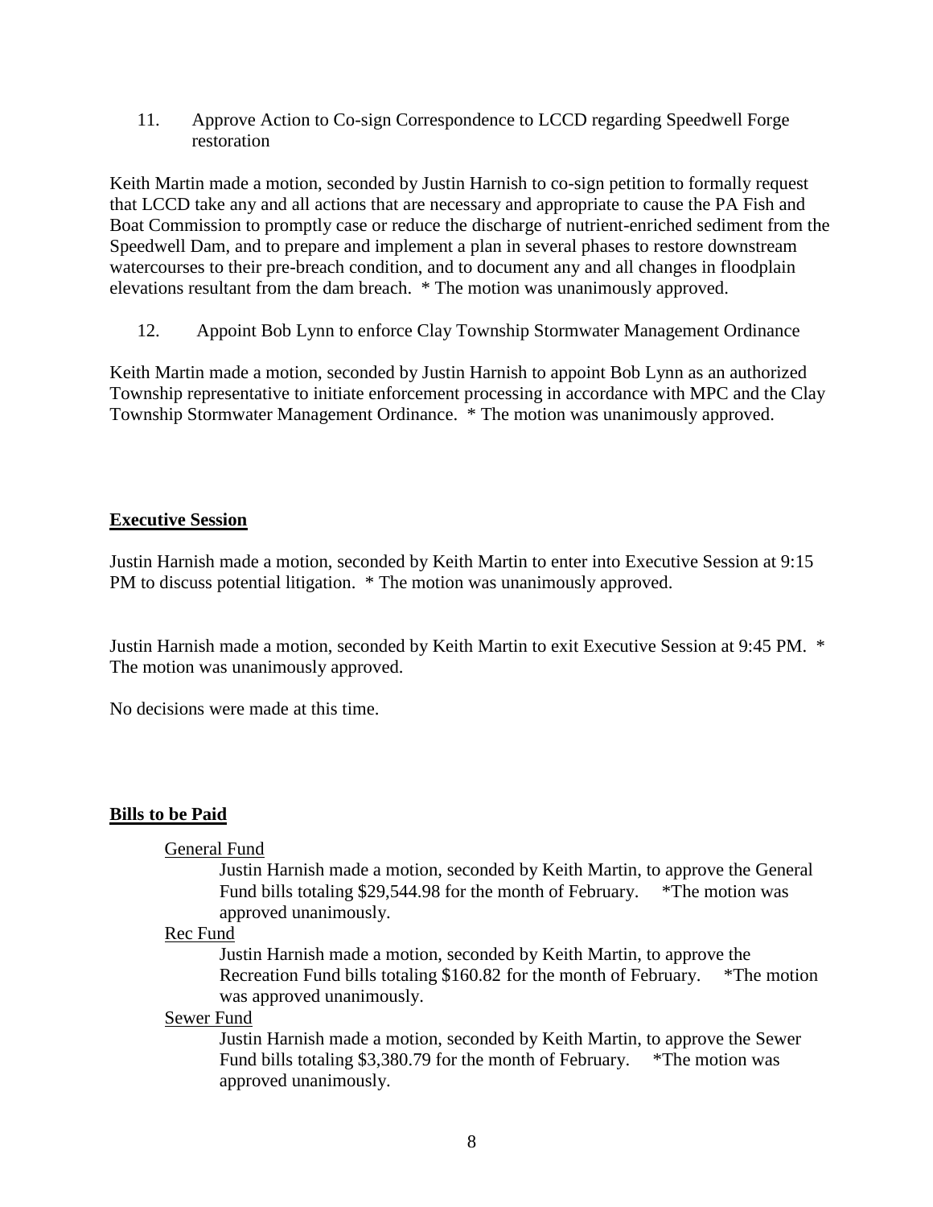11. Approve Action to Co-sign Correspondence to LCCD regarding Speedwell Forge restoration

Keith Martin made a motion, seconded by Justin Harnish to co-sign petition to formally request that LCCD take any and all actions that are necessary and appropriate to cause the PA Fish and Boat Commission to promptly case or reduce the discharge of nutrient-enriched sediment from the Speedwell Dam, and to prepare and implement a plan in several phases to restore downstream watercourses to their pre-breach condition, and to document any and all changes in floodplain elevations resultant from the dam breach. * The motion was unanimously approved.

12. Appoint Bob Lynn to enforce Clay Township Stormwater Management Ordinance

Keith Martin made a motion, seconded by Justin Harnish to appoint Bob Lynn as an authorized Township representative to initiate enforcement processing in accordance with MPC and the Clay Township Stormwater Management Ordinance. * The motion was unanimously approved.

## **Executive Session**

Justin Harnish made a motion, seconded by Keith Martin to enter into Executive Session at 9:15 PM to discuss potential litigation. * The motion was unanimously approved.

Justin Harnish made a motion, seconded by Keith Martin to exit Executive Session at 9:45 PM. * The motion was unanimously approved.

No decisions were made at this time.

## **Bills to be Paid**

General Fund

Justin Harnish made a motion, seconded by Keith Martin, to approve the General Fund bills totaling $29,544.98 for the month of February. *The motion was approved unanimously.

Rec Fund

Justin Harnish made a motion, seconded by Keith Martin, to approve the Recreation Fund bills totaling $160.82 for the month of February. *The motion was approved unanimously.

Sewer Fund

Justin Harnish made a motion, seconded by Keith Martin, to approve the Sewer Fund bills totaling $3,380.79 for the month of February. *The motion was approved unanimously.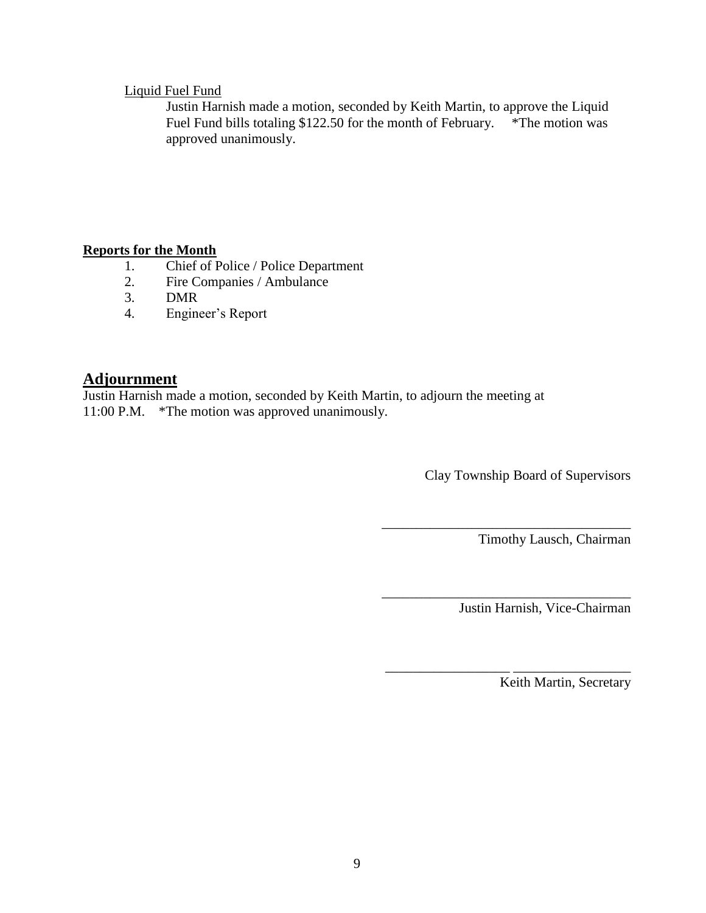Liquid Fuel Fund

Justin Harnish made a motion, seconded by Keith Martin, to approve the Liquid Fuel Fund bills totaling $122.50 for the month of February. *The motion was approved unanimously.

**Reports for the Month**

1. Chief of Police / Police Department
2. Fire Companies / Ambulance
3. DMR
4. Engineer's Report

## Adjournment

Justin Harnish made a motion, seconded by Keith Martin, to adjourn the meeting at 11:00 P.M. *The motion was approved unanimously.

Clay Township Board of Supervisors

_____________________________________
Timothy Lausch, Chairman

_____________________________________
Justin Harnish, Vice-Chairman

_____________________________________
Keith Martin, Secretary